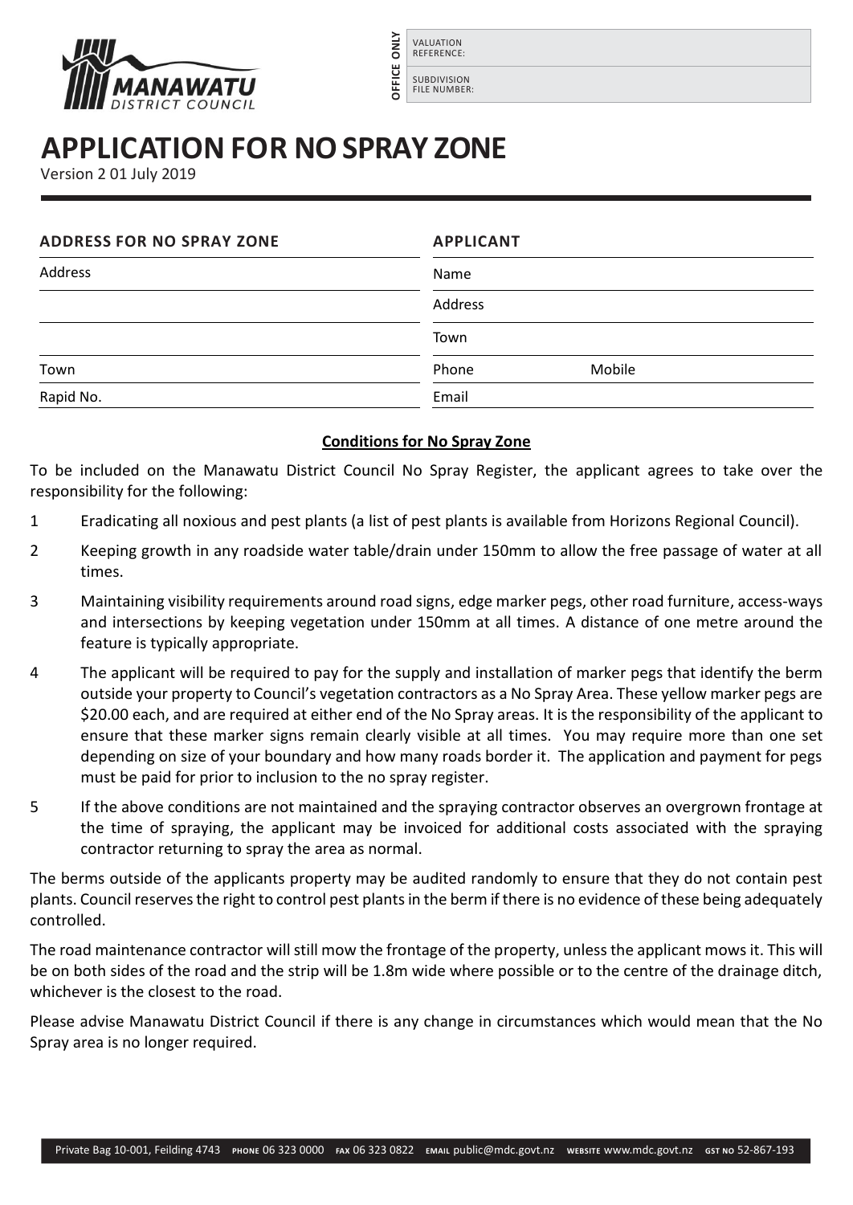| OFFICE ONLY | |
|---|---|
| VALUATION REFERENCE: | |
| SUBDIVISION FILE NUMBER: | |

# APPLICATION FOR NO SPRAY ZONE

Version 2 01 July 2019

| ADDRESS FOR NO SPRAY ZONE | APPLICANT |
|---|---|
| Address | Name |
| | Address |
| | Town |
| Town | Phone          Mobile |
| Rapid No. | Email |

**Conditions for No Spray Zone**

To be included on the Manawatu District Council No Spray Register, the applicant agrees to take over the responsibility for the following:

1. Eradicating all noxious and pest plants (a list of pest plants is available from Horizons Regional Council).
2. Keeping growth in any roadside water table/drain under 150mm to allow the free passage of water at all times.
3. Maintaining visibility requirements around road signs, edge marker pegs, other road furniture, access-ways and intersections by keeping vegetation under 150mm at all times. A distance of one metre around the feature is typically appropriate.
4. The applicant will be required to pay for the supply and installation of marker pegs that identify the berm outside your property to Council's vegetation contractors as a No Spray Area. These yellow marker pegs are $20.00 each, and are required at either end of the No Spray areas. It is the responsibility of the applicant to ensure that these marker signs remain clearly visible at all times. You may require more than one set depending on size of your boundary and how many roads border it. The application and payment for pegs must be paid for prior to inclusion to the no spray register.
5. If the above conditions are not maintained and the spraying contractor observes an overgrown frontage at the time of spraying, the applicant may be invoiced for additional costs associated with the spraying contractor returning to spray the area as normal.

The berms outside of the applicants property may be audited randomly to ensure that they do not contain pest plants. Council reserves the right to control pest plants in the berm if there is no evidence of these being adequately controlled.

The road maintenance contractor will still mow the frontage of the property, unless the applicant mows it. This will be on both sides of the road and the strip will be 1.8m wide where possible or to the centre of the drainage ditch, whichever is the closest to the road.

Please advise Manawatu District Council if there is any change in circumstances which would mean that the No Spray area is no longer required.

Private Bag 10-001, Feilding 4743 PHONE 06 323 0000 FAX 06 323 0822 EMAIL public@mdc.govt.nz WEBSITE www.mdc.govt.nz GST NO 52-867-193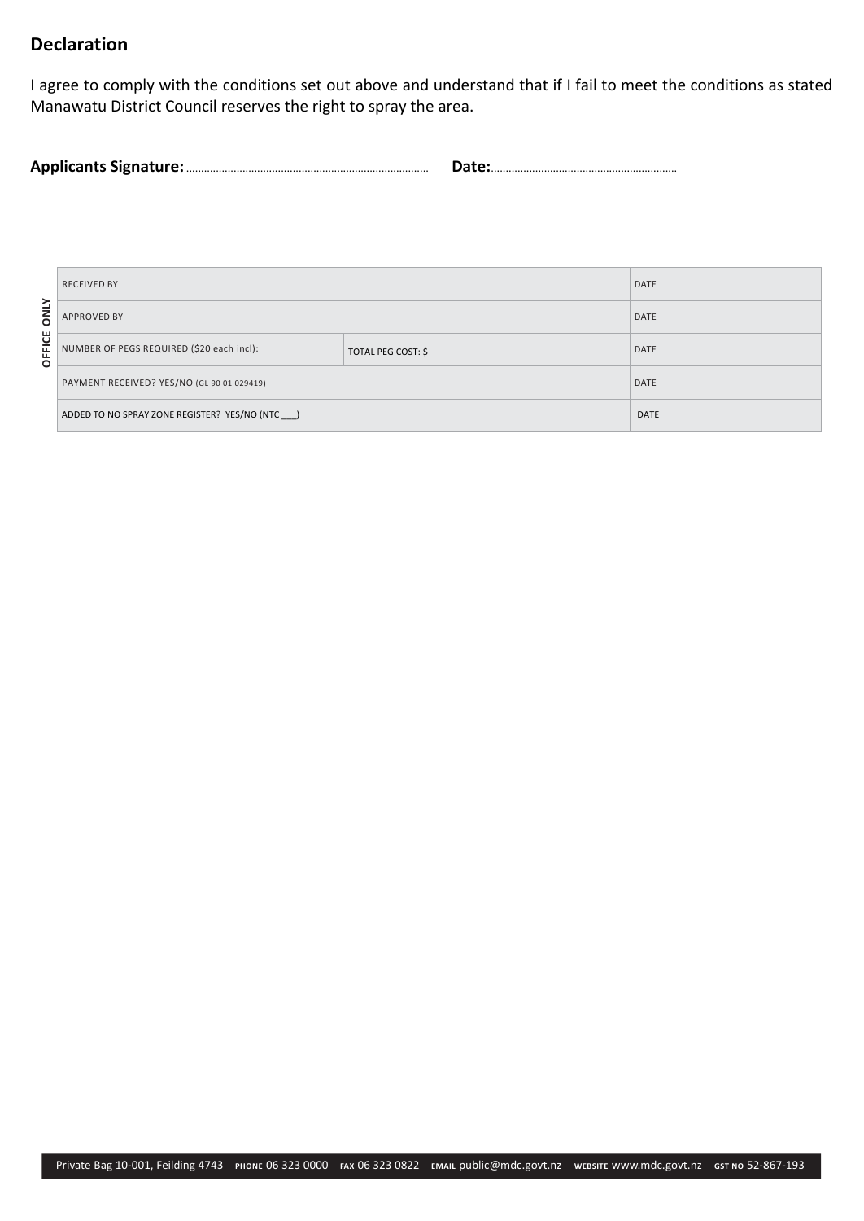## Declaration

I agree to comply with the conditions set out above and understand that if I fail to meet the conditions as stated Manawatu District Council reserves the right to spray the area.

**Applicants Signature:** ................................................................................ **Date:**...............................................................

| OFFICE ONLY | | | |
|---|---|---|---|
| | RECEIVED BY | | DATE |
| | APPROVED BY | | DATE |
| | NUMBER OF PEGS REQUIRED ($20 each incl): | TOTAL PEG COST: $ | DATE |
| | PAYMENT RECEIVED? YES/NO (GL 90 01 029419) | | DATE |
| | ADDED TO NO SPRAY ZONE REGISTER? YES/NO (NTC ___) | | DATE |

Private Bag 10-001, Feilding 4743 PHONE 06 323 0000 FAX 06 323 0822 EMAIL public@mdc.govt.nz WEBSITE www.mdc.govt.nz GST NO 52-867-193